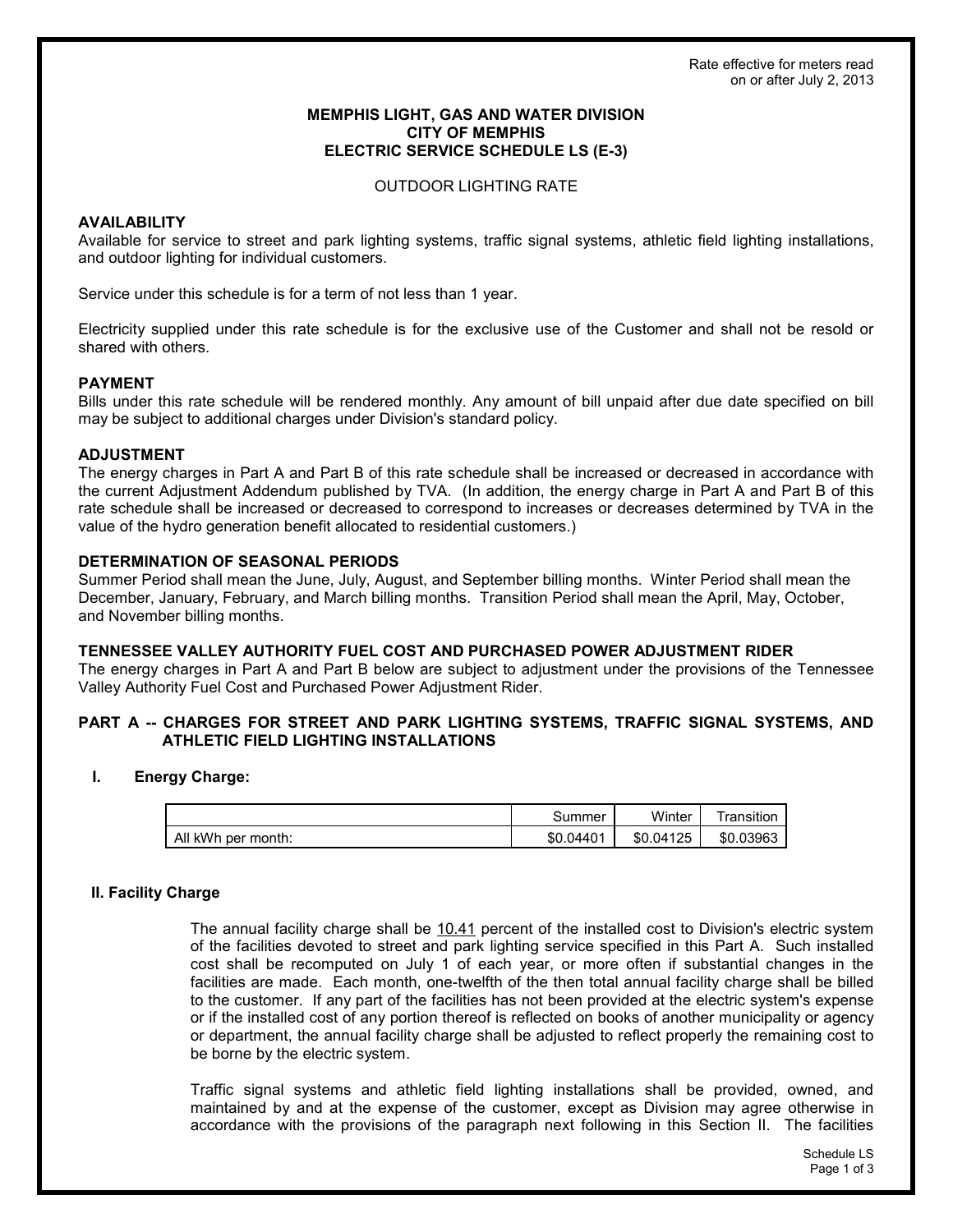Rate effective for meters read on or after July 2, 2013

# MEMPHIS LIGHT, GAS AND WATER DIVISION
# CITY OF MEMPHIS
# ELECTRIC SERVICE SCHEDULE LS (E-3)

OUTDOOR LIGHTING RATE

## AVAILABILITY

Available for service to street and park lighting systems, traffic signal systems, athletic field lighting installations, and outdoor lighting for individual customers.

Service under this schedule is for a term of not less than 1 year.

Electricity supplied under this rate schedule is for the exclusive use of the Customer and shall not be resold or shared with others.

## PAYMENT

Bills under this rate schedule will be rendered monthly. Any amount of bill unpaid after due date specified on bill may be subject to additional charges under Division's standard policy.

## ADJUSTMENT

The energy charges in Part A and Part B of this rate schedule shall be increased or decreased in accordance with the current Adjustment Addendum published by TVA. (In addition, the energy charge in Part A and Part B of this rate schedule shall be increased or decreased to correspond to increases or decreases determined by TVA in the value of the hydro generation benefit allocated to residential customers.)

## DETERMINATION OF SEASONAL PERIODS

Summer Period shall mean the June, July, August, and September billing months. Winter Period shall mean the December, January, February, and March billing months. Transition Period shall mean the April, May, October, and November billing months.

## TENNESSEE VALLEY AUTHORITY FUEL COST AND PURCHASED POWER ADJUSTMENT RIDER

The energy charges in Part A and Part B below are subject to adjustment under the provisions of the Tennessee Valley Authority Fuel Cost and Purchased Power Adjustment Rider.

## PART A -- CHARGES FOR STREET AND PARK LIGHTING SYSTEMS, TRAFFIC SIGNAL SYSTEMS, AND ATHLETIC FIELD LIGHTING INSTALLATIONS

### I. Energy Charge:

| | Summer | Winter | Transition |
|---|---|---|---|
| All kWh per month: | $0.04401 | $0.04125 | $0.03963 |

### II. Facility Charge

The annual facility charge shall be 10.41 percent of the installed cost to Division's electric system of the facilities devoted to street and park lighting service specified in this Part A. Such installed cost shall be recomputed on July 1 of each year, or more often if substantial changes in the facilities are made. Each month, one-twelfth of the then total annual facility charge shall be billed to the customer. If any part of the facilities has not been provided at the electric system's expense or if the installed cost of any portion thereof is reflected on books of another municipality or agency or department, the annual facility charge shall be adjusted to reflect properly the remaining cost to be borne by the electric system.

Traffic signal systems and athletic field lighting installations shall be provided, owned, and maintained by and at the expense of the customer, except as Division may agree otherwise in accordance with the provisions of the paragraph next following in this Section II. The facilities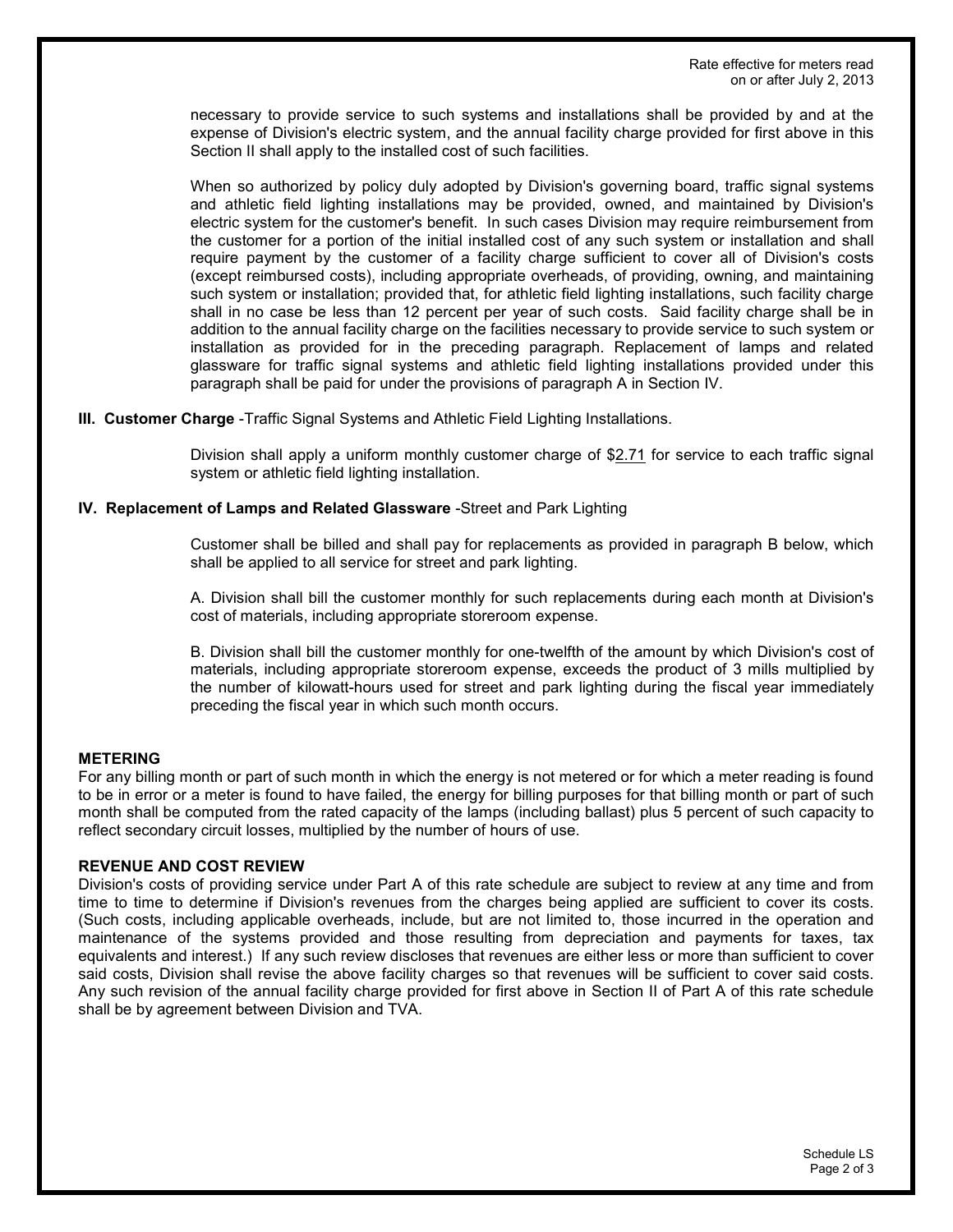necessary to provide service to such systems and installations shall be provided by and at the expense of Division's electric system, and the annual facility charge provided for first above in this Section II shall apply to the installed cost of such facilities.

When so authorized by policy duly adopted by Division's governing board, traffic signal systems and athletic field lighting installations may be provided, owned, and maintained by Division's electric system for the customer's benefit. In such cases Division may require reimbursement from the customer for a portion of the initial installed cost of any such system or installation and shall require payment by the customer of a facility charge sufficient to cover all of Division's costs (except reimbursed costs), including appropriate overheads, of providing, owning, and maintaining such system or installation; provided that, for athletic field lighting installations, such facility charge shall in no case be less than 12 percent per year of such costs. Said facility charge shall be in addition to the annual facility charge on the facilities necessary to provide service to such system or installation as provided for in the preceding paragraph. Replacement of lamps and related glassware for traffic signal systems and athletic field lighting installations provided under this paragraph shall be paid for under the provisions of paragraph A in Section IV.

**III. Customer Charge** -Traffic Signal Systems and Athletic Field Lighting Installations.

Division shall apply a uniform monthly customer charge of $2.71 for service to each traffic signal system or athletic field lighting installation.

**IV. Replacement of Lamps and Related Glassware** -Street and Park Lighting

Customer shall be billed and shall pay for replacements as provided in paragraph B below, which shall be applied to all service for street and park lighting.

A. Division shall bill the customer monthly for such replacements during each month at Division's cost of materials, including appropriate storeroom expense.

B. Division shall bill the customer monthly for one-twelfth of the amount by which Division's cost of materials, including appropriate storeroom expense, exceeds the product of 3 mills multiplied by the number of kilowatt-hours used for street and park lighting during the fiscal year immediately preceding the fiscal year in which such month occurs.

**METERING**

For any billing month or part of such month in which the energy is not metered or for which a meter reading is found to be in error or a meter is found to have failed, the energy for billing purposes for that billing month or part of such month shall be computed from the rated capacity of the lamps (including ballast) plus 5 percent of such capacity to reflect secondary circuit losses, multiplied by the number of hours of use.

**REVENUE AND COST REVIEW**

Division's costs of providing service under Part A of this rate schedule are subject to review at any time and from time to time to determine if Division's revenues from the charges being applied are sufficient to cover its costs. (Such costs, including applicable overheads, include, but are not limited to, those incurred in the operation and maintenance of the systems provided and those resulting from depreciation and payments for taxes, tax equivalents and interest.) If any such review discloses that revenues are either less or more than sufficient to cover said costs, Division shall revise the above facility charges so that revenues will be sufficient to cover said costs. Any such revision of the annual facility charge provided for first above in Section II of Part A of this rate schedule shall be by agreement between Division and TVA.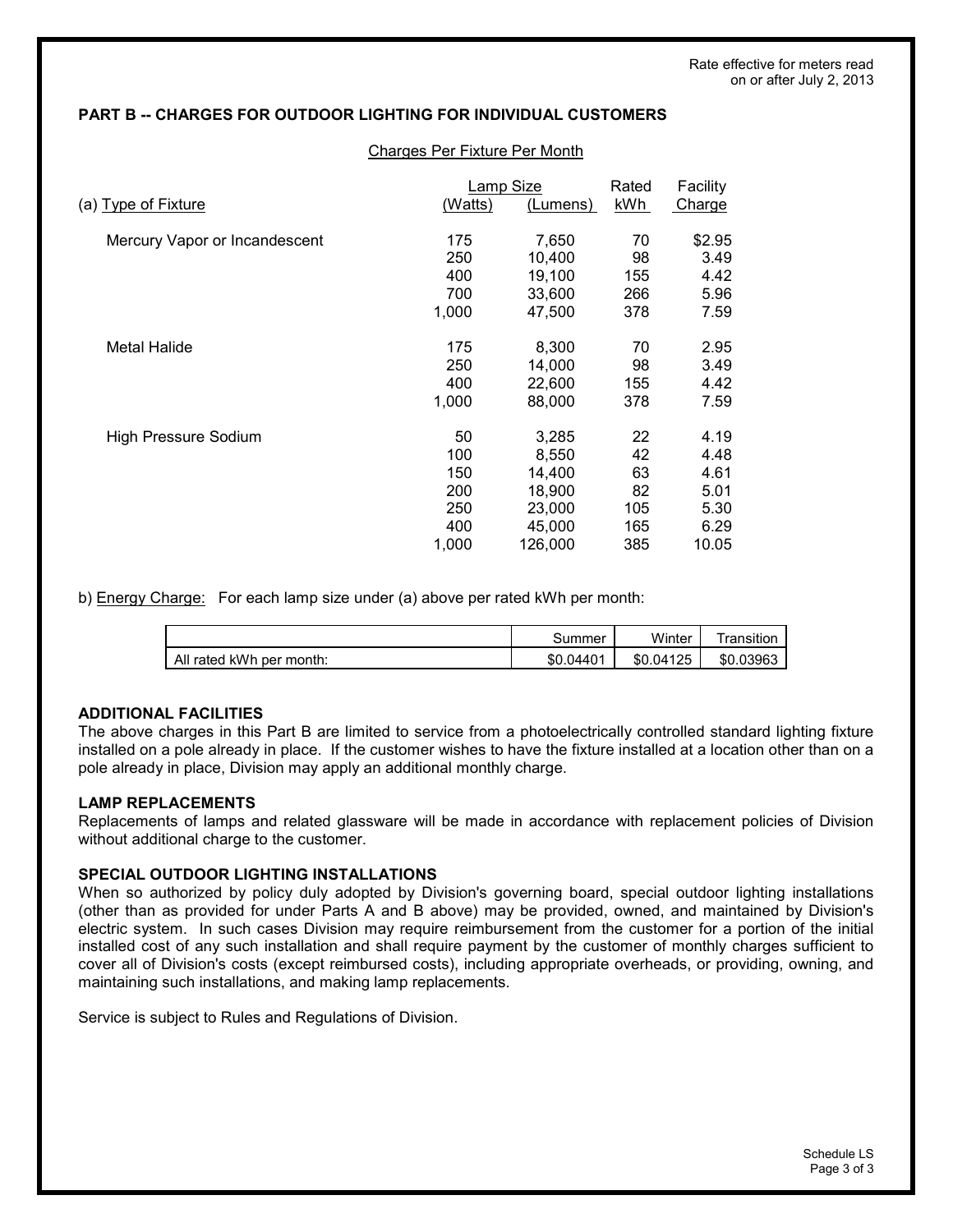Rate effective for meters read on or after July 2, 2013

## PART B -- CHARGES FOR OUTDOOR LIGHTING FOR INDIVIDUAL CUSTOMERS

Charges Per Fixture Per Month

| (a) Type of Fixture | Lamp Size (Watts) | Lamp Size (Lumens) | Rated kWh | Facility Charge |
|---|---|---|---|---|
| Mercury Vapor or Incandescent | 175 | 7,650 | 70 | $2.95 |
| | 250 | 10,400 | 98 | 3.49 |
| | 400 | 19,100 | 155 | 4.42 |
| | 700 | 33,600 | 266 | 5.96 |
| | 1,000 | 47,500 | 378 | 7.59 |
| Metal Halide | 175 | 8,300 | 70 | 2.95 |
| | 250 | 14,000 | 98 | 3.49 |
| | 400 | 22,600 | 155 | 4.42 |
| | 1,000 | 88,000 | 378 | 7.59 |
| High Pressure Sodium | 50 | 3,285 | 22 | 4.19 |
| | 100 | 8,550 | 42 | 4.48 |
| | 150 | 14,400 | 63 | 4.61 |
| | 200 | 18,900 | 82 | 5.01 |
| | 250 | 23,000 | 105 | 5.30 |
| | 400 | 45,000 | 165 | 6.29 |
| | 1,000 | 126,000 | 385 | 10.05 |

b) Energy Charge: For each lamp size under (a) above per rated kWh per month:

| | Summer | Winter | Transition |
|---|---|---|---|
| All rated kWh per month: | $0.04401 | $0.04125 | $0.03963 |

### ADDITIONAL FACILITIES

The above charges in this Part B are limited to service from a photoelectrically controlled standard lighting fixture installed on a pole already in place. If the customer wishes to have the fixture installed at a location other than on a pole already in place, Division may apply an additional monthly charge.

### LAMP REPLACEMENTS

Replacements of lamps and related glassware will be made in accordance with replacement policies of Division without additional charge to the customer.

### SPECIAL OUTDOOR LIGHTING INSTALLATIONS

When so authorized by policy duly adopted by Division's governing board, special outdoor lighting installations (other than as provided for under Parts A and B above) may be provided, owned, and maintained by Division's electric system. In such cases Division may require reimbursement from the customer for a portion of the initial installed cost of any such installation and shall require payment by the customer of monthly charges sufficient to cover all of Division's costs (except reimbursed costs), including appropriate overheads, or providing, owning, and maintaining such installations, and making lamp replacements.

Service is subject to Rules and Regulations of Division.

Schedule LS